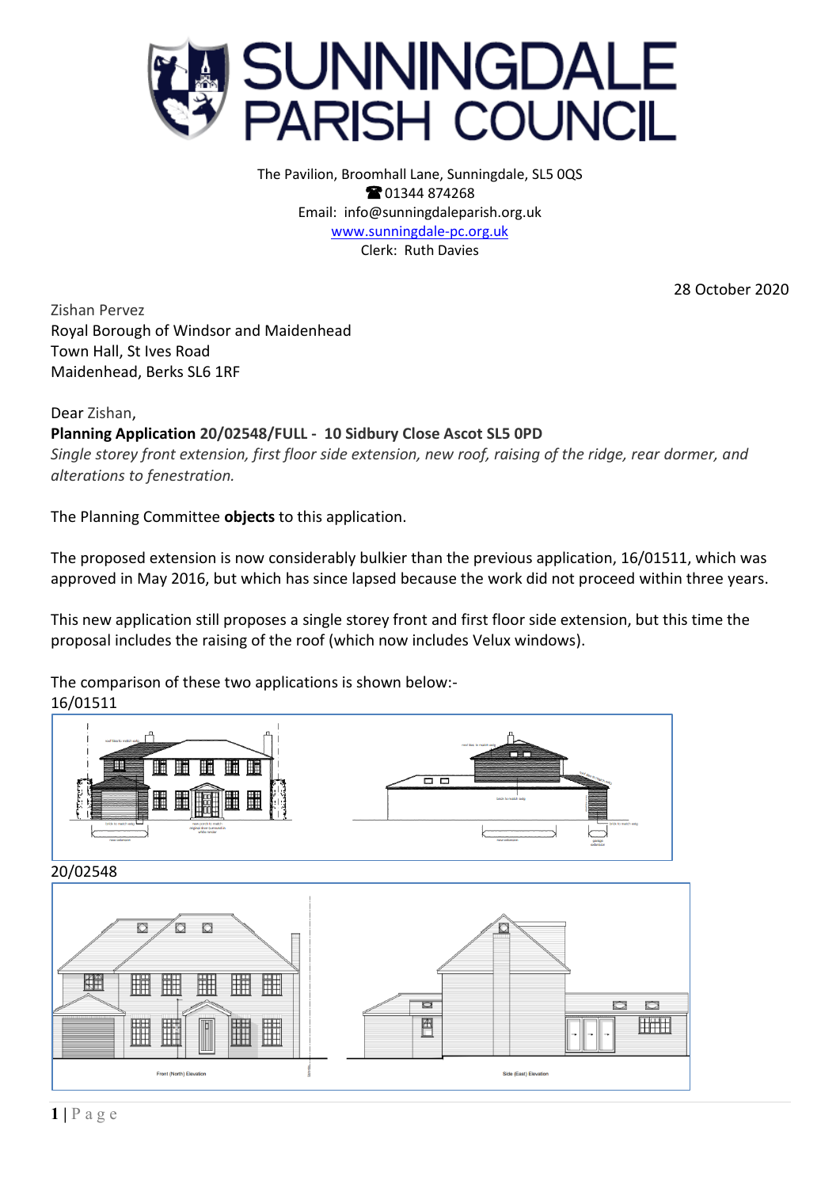# SUNNINGDALE PARISH COUNCIL

The Pavilion, Broomhall Lane, Sunningdale, SL5 0QS
☎ 01344 874268
Email: info@sunningdaleparish.org.uk
www.sunningdale-pc.org.uk
Clerk: Ruth Davies

28 October 2020

Zishan Pervez
Royal Borough of Windsor and Maidenhead
Town Hall, St Ives Road
Maidenhead, Berks SL6 1RF

Dear Zishan,

**Planning Application 20/02548/FULL - 10 Sidbury Close Ascot SL5 0PD**
*Single storey front extension, first floor side extension, new roof, raising of the ridge, rear dormer, and alterations to fenestration.*

The Planning Committee **objects** to this application.

The proposed extension is now considerably bulkier than the previous application, 16/01511, which was approved in May 2016, but which has since lapsed because the work did not proceed within three years.

This new application still proposes a single storey front and first floor side extension, but this time the proposal includes the raising of the roof (which now includes Velux windows).

The comparison of these two applications is shown below:-

16/01511

20/02548

Front (North) Elevation

Side (East) Elevation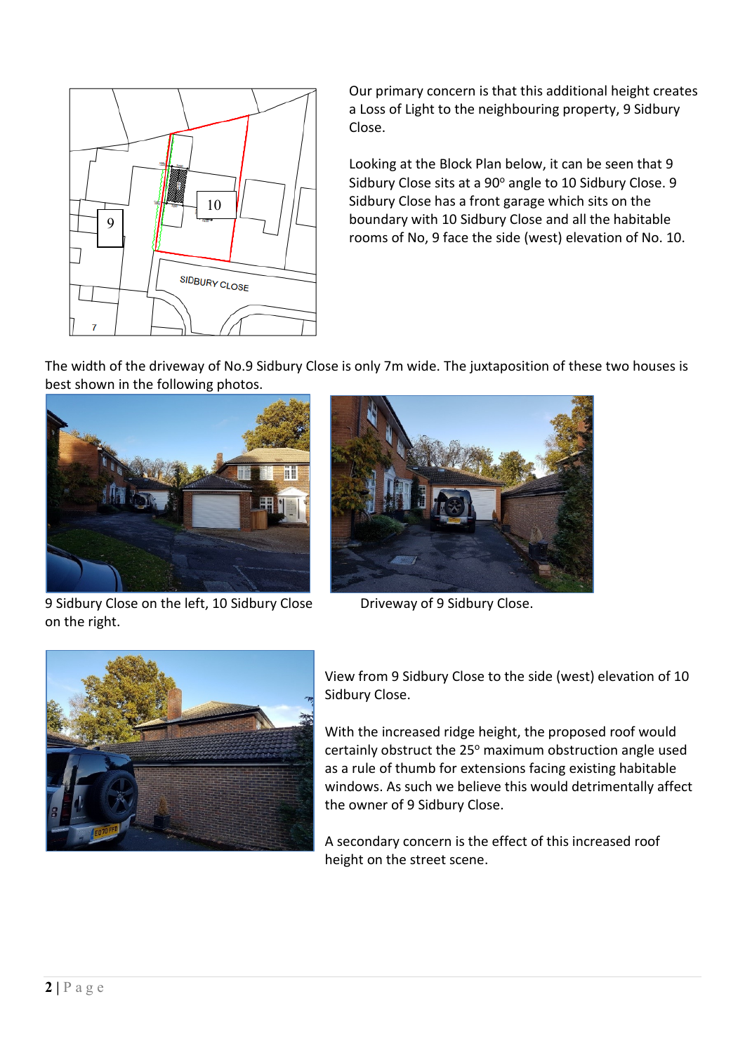Our primary concern is that this additional height creates a Loss of Light to the neighbouring property, 9 Sidbury Close.

Looking at the Block Plan below, it can be seen that 9 Sidbury Close sits at a 90$^{o}$ angle to 10 Sidbury Close. 9 Sidbury Close has a front garage which sits on the boundary with 10 Sidbury Close and all the habitable rooms of No, 9 face the side (west) elevation of No. 10.

The width of the driveway of No.9 Sidbury Close is only 7m wide. The juxtaposition of these two houses is best shown in the following photos.

9 Sidbury Close on the left, 10 Sidbury Close on the right.

Driveway of 9 Sidbury Close.

View from 9 Sidbury Close to the side (west) elevation of 10 Sidbury Close.

With the increased ridge height, the proposed roof would certainly obstruct the 25$^{o}$ maximum obstruction angle used as a rule of thumb for extensions facing existing habitable windows. As such we believe this would detrimentally affect the owner of 9 Sidbury Close.

A secondary concern is the effect of this increased roof height on the street scene.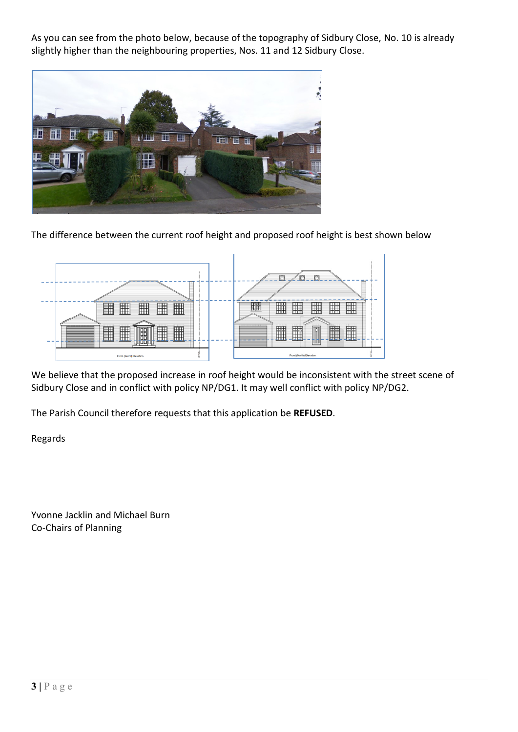As you can see from the photo below, because of the topography of Sidbury Close, No. 10 is already slightly higher than the neighbouring properties, Nos. 11 and 12 Sidbury Close.

The difference between the current roof height and proposed roof height is best shown below

Front (North) Elevation

Front (North) Elevation

We believe that the proposed increase in roof height would be inconsistent with the street scene of Sidbury Close and in conflict with policy NP/DG1. It may well conflict with policy NP/DG2.

The Parish Council therefore requests that this application be **REFUSED**.

Regards

Yvonne Jacklin and Michael Burn
Co-Chairs of Planning